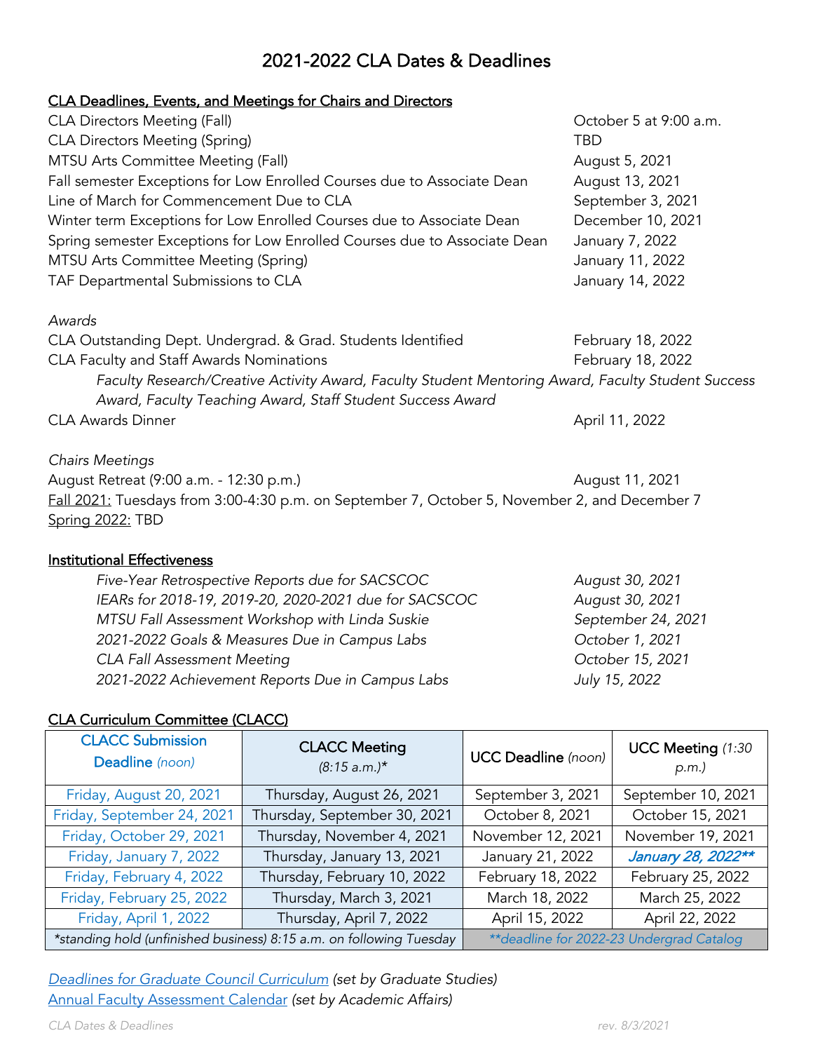# 2021-2022 CLA Dates & Deadlines

## CLA Deadlines, Events, and Meetings for Chairs and Directors

| | |
|---|---|
| CLA Directors Meeting (Fall) | October 5 at 9:00 a.m. |
| CLA Directors Meeting (Spring) | TBD |
| MTSU Arts Committee Meeting (Fall) | August 5, 2021 |
| Fall semester Exceptions for Low Enrolled Courses due to Associate Dean | August 13, 2021 |
| Line of March for Commencement Due to CLA | September 3, 2021 |
| Winter term Exceptions for Low Enrolled Courses due to Associate Dean | December 10, 2021 |
| Spring semester Exceptions for Low Enrolled Courses due to Associate Dean | January 7, 2022 |
| MTSU Arts Committee Meeting (Spring) | January 11, 2022 |
| TAF Departmental Submissions to CLA | January 14, 2022 |

*Awards*

| | |
|---|---|
| CLA Outstanding Dept. Undergrad. & Grad. Students Identified | February 18, 2022 |
| CLA Faculty and Staff Awards Nominations | February 18, 2022 |

*Faculty Research/Creative Activity Award, Faculty Student Mentoring Award, Faculty Student Success Award, Faculty Teaching Award, Staff Student Success Award*

| | |
|---|---|
| CLA Awards Dinner | April 11, 2022 |

*Chairs Meetings*

| | |
|---|---|
| August Retreat (9:00 a.m. - 12:30 p.m.) | August 11, 2021 |

Fall 2021: Tuesdays from 3:00-4:30 p.m. on September 7, October 5, November 2, and December 7

Spring 2022: TBD

## Institutional Effectiveness

| | |
|---|---|
| *Five-Year Retrospective Reports due for SACSCOC* | *August 30, 2021* |
| *IEARs for 2018-19, 2019-20, 2020-2021 due for SACSCOC* | *August 30, 2021* |
| *MTSU Fall Assessment Workshop with Linda Suskie* | *September 24, 2021* |
| *2021-2022 Goals & Measures Due in Campus Labs* | *October 1, 2021* |
| *CLA Fall Assessment Meeting* | *October 15, 2021* |
| *2021-2022 Achievement Reports Due in Campus Labs* | *July 15, 2022* |

## CLA Curriculum Committee (CLACC)

| CLACC Submission Deadline *(noon)* | CLACC Meeting *(8:15 a.m.)\** | UCC Deadline *(noon)* | UCC Meeting *(1:30 p.m.)* |
|---|---|---|---|
| Friday, August 20, 2021 | Thursday, August 26, 2021 | September 3, 2021 | September 10, 2021 |
| Friday, September 24, 2021 | Thursday, September 30, 2021 | October 8, 2021 | October 15, 2021 |
| Friday, October 29, 2021 | Thursday, November 4, 2021 | November 12, 2021 | November 19, 2021 |
| Friday, January 7, 2022 | Thursday, January 13, 2021 | January 21, 2022 | ***January 28, 2022\*\**** |
| Friday, February 4, 2022 | Thursday, February 10, 2022 | February 18, 2022 | February 25, 2022 |
| Friday, February 25, 2022 | Thursday, March 3, 2021 | March 18, 2022 | March 25, 2022 |
| Friday, April 1, 2022 | Thursday, April 7, 2022 | April 15, 2022 | April 22, 2022 |
| *\*standing hold (unfinished business) 8:15 a.m. on following Tuesday* | | *\*\*deadline for 2022-23 Undergrad Catalog* | |

*Deadlines for Graduate Council Curriculum* *(set by Graduate Studies)*

Annual Faculty Assessment Calendar *(set by Academic Affairs)*

*CLA Dates & Deadlines* *rev. 8/3/2021*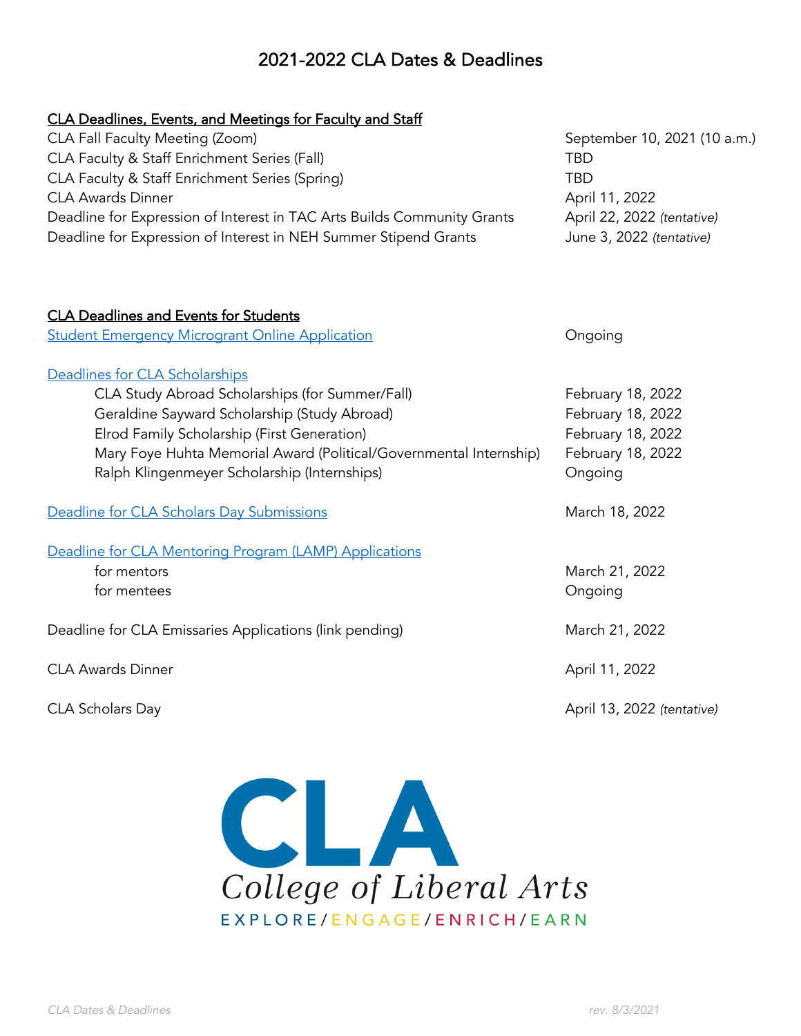# 2021-2022 CLA Dates & Deadlines

## CLA Deadlines, Events, and Meetings for Faculty and Staff

| | |
|---|---|
| CLA Fall Faculty Meeting (Zoom) | September 10, 2021 (10 a.m.) |
| CLA Faculty & Staff Enrichment Series (Fall) | TBD |
| CLA Faculty & Staff Enrichment Series (Spring) | TBD |
| CLA Awards Dinner | April 11, 2022 |
| Deadline for Expression of Interest in TAC Arts Builds Community Grants | April 22, 2022 *(tentative)* |
| Deadline for Expression of Interest in NEH Summer Stipend Grants | June 3, 2022 *(tentative)* |

## CLA Deadlines and Events for Students

| | |
|---|---|
| Student Emergency Microgrant Online Application | Ongoing |
| **Deadlines for CLA Scholarships** | |
| CLA Study Abroad Scholarships (for Summer/Fall) | February 18, 2022 |
| Geraldine Sayward Scholarship (Study Abroad) | February 18, 2022 |
| Elrod Family Scholarship (First Generation) | February 18, 2022 |
| Mary Foye Huhta Memorial Award (Political/Governmental Internship) | February 18, 2022 |
| Ralph Klingenmeyer Scholarship (Internships) | Ongoing |
| Deadline for CLA Scholars Day Submissions | March 18, 2022 |
| **Deadline for CLA Mentoring Program (LAMP) Applications** | |
| for mentors | March 21, 2022 |
| for mentees | Ongoing |
| Deadline for CLA Emissaries Applications (link pending) | March 21, 2022 |
| CLA Awards Dinner | April 11, 2022 |
| CLA Scholars Day | April 13, 2022 *(tentative)* |

CLA
College of Liberal Arts
EXPLORE/ENGAGE/ENRICH/EARN